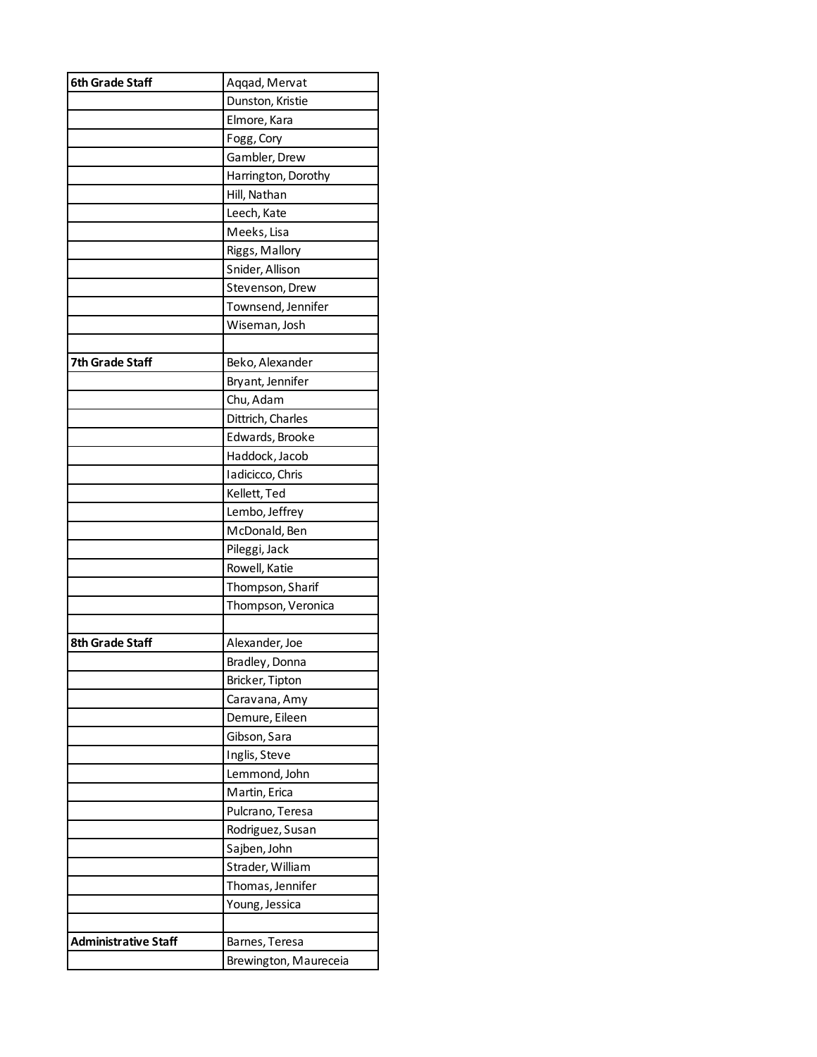| 6th Grade Staff | Aqqad, Mervat |
| --- | --- |
| | Dunston, Kristie |
| | Elmore, Kara |
| | Fogg, Cory |
| | Gambler, Drew |
| | Harrington, Dorothy |
| | Hill, Nathan |
| | Leech, Kate |
| | Meeks, Lisa |
| | Riggs, Mallory |
| | Snider, Allison |
| | Stevenson, Drew |
| | Townsend, Jennifer |
| | Wiseman, Josh |
| | |
| **7th Grade Staff** | Beko, Alexander |
| | Bryant, Jennifer |
| | Chu, Adam |
| | Dittrich, Charles |
| | Edwards, Brooke |
| | Haddock, Jacob |
| | Iadicicco, Chris |
| | Kellett, Ted |
| | Lembo, Jeffrey |
| | McDonald, Ben |
| | Pileggi, Jack |
| | Rowell, Katie |
| | Thompson, Sharif |
| | Thompson, Veronica |
| | |
| **8th Grade Staff** | Alexander, Joe |
| | Bradley, Donna |
| | Bricker, Tipton |
| | Caravana, Amy |
| | Demure, Eileen |
| | Gibson, Sara |
| | Inglis, Steve |
| | Lemmond, John |
| | Martin, Erica |
| | Pulcrano, Teresa |
| | Rodriguez, Susan |
| | Sajben, John |
| | Strader, William |
| | Thomas, Jennifer |
| | Young, Jessica |
| | |
| **Administrative Staff** | Barnes, Teresa |
| | Brewington, Maureceia |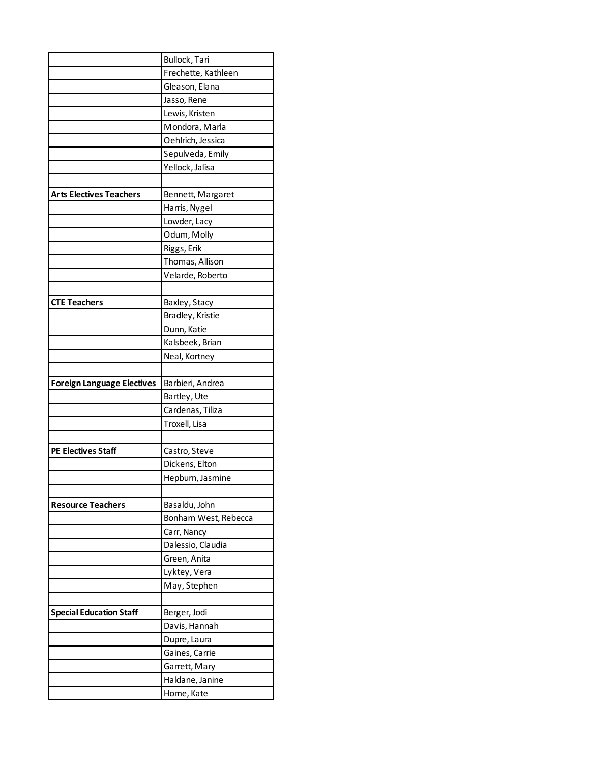| | |
|---|---|
| | Bullock, Tari |
| | Frechette, Kathleen |
| | Gleason, Elana |
| | Jasso, Rene |
| | Lewis, Kristen |
| | Mondora, Marla |
| | Oehlrich, Jessica |
| | Sepulveda, Emily |
| | Yellock, Jalisa |
| | |
| **Arts Electives Teachers** | Bennett, Margaret |
| | Harris, Nygel |
| | Lowder, Lacy |
| | Odum, Molly |
| | Riggs, Erik |
| | Thomas, Allison |
| | Velarde, Roberto |
| | |
| **CTE Teachers** | Baxley, Stacy |
| | Bradley, Kristie |
| | Dunn, Katie |
| | Kalsbeek, Brian |
| | Neal, Kortney |
| | |
| **Foreign Language Electives** | Barbieri, Andrea |
| | Bartley, Ute |
| | Cardenas, Tiliza |
| | Troxell, Lisa |
| | |
| **PE Electives Staff** | Castro, Steve |
| | Dickens, Elton |
| | Hepburn, Jasmine |
| | |
| **Resource Teachers** | Basaldu, John |
| | Bonham West, Rebecca |
| | Carr, Nancy |
| | Dalessio, Claudia |
| | Green, Anita |
| | Lyktey, Vera |
| | May, Stephen |
| | |
| **Special Education Staff** | Berger, Jodi |
| | Davis, Hannah |
| | Dupre, Laura |
| | Gaines, Carrie |
| | Garrett, Mary |
| | Haldane, Janine |
| | Horne, Kate |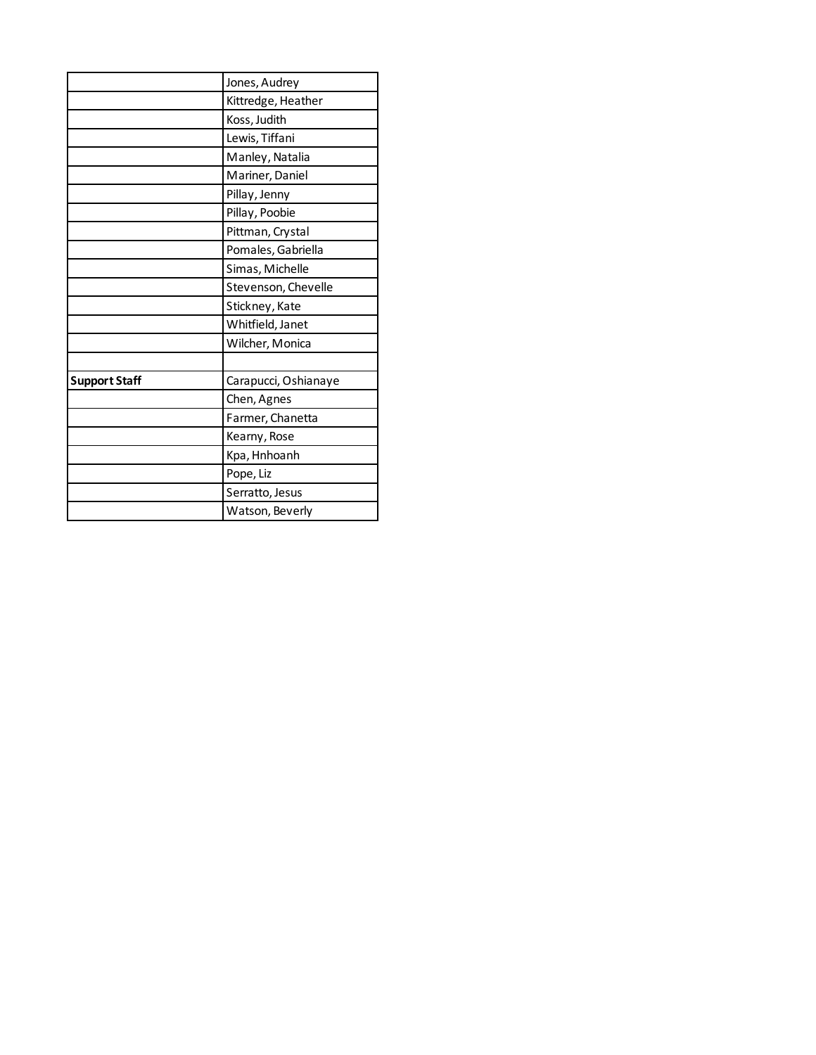| | |
|---|---|
| | Jones, Audrey |
| | Kittredge, Heather |
| | Koss, Judith |
| | Lewis, Tiffani |
| | Manley, Natalia |
| | Mariner, Daniel |
| | Pillay, Jenny |
| | Pillay, Poobie |
| | Pittman, Crystal |
| | Pomales, Gabriella |
| | Simas, Michelle |
| | Stevenson, Chevelle |
| | Stickney, Kate |
| | Whitfield, Janet |
| | Wilcher, Monica |
| | |
| **Support Staff** | Carapucci, Oshianaye |
| | Chen, Agnes |
| | Farmer, Chanetta |
| | Kearny, Rose |
| | Kpa, Hnhoanh |
| | Pope, Liz |
| | Serratto, Jesus |
| | Watson, Beverly |